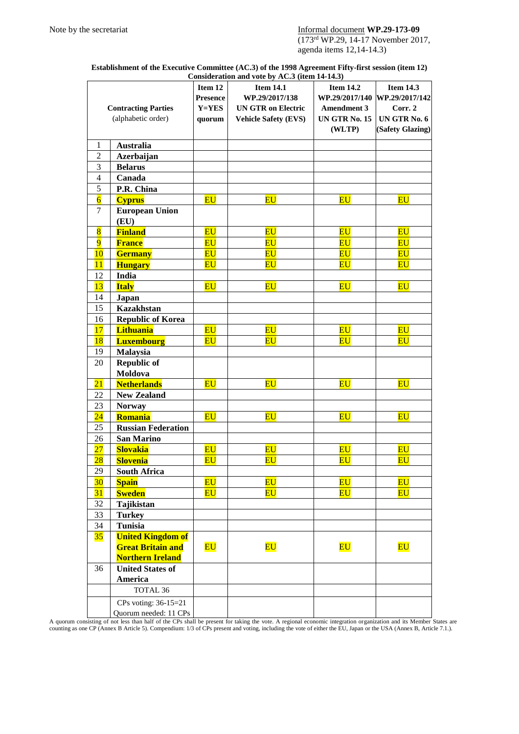Note by the secretariat

Informal document **WP.29-173-09**
(173rd WP.29, 14-17 November 2017, agenda items 12,14-14.3)

**Establishment of the Executive Committee (AC.3) of the 1998 Agreement Fifty-first session (item 12)**
**Consideration and vote by AC.3 (item 14-14.3)**

| | **Contracting Parties** (alphabetic order) | **Item 12** **Presence** **Y=YES** **quorum** | **Item 14.1** **WP.29/2017/138** **UN GTR on Electric Vehicle Safety (EVS)** | **Item 14.2** **WP.29/2017/140** **Amendment 3** **UN GTR No. 15 (WLTP)** | **Item 14.3** **WP.29/2017/142** **Corr. 2** **UN GTR No. 6 (Safety Glazing)** |
|---|---|---|---|---|---|
| 1 | **Australia** | | | | |
| 2 | **Azerbaijan** | | | | |
| 3 | **Belarus** | | | | |
| 4 | **Canada** | | | | |
| 5 | **P.R. China** | | | | |
| 6 | **Cyprus** | EU | EU | EU | EU |
| 7 | **European Union (EU)** | | | | |
| 8 | **Finland** | EU | EU | EU | EU |
| 9 | **France** | EU | EU | EU | EU |
| 10 | **Germany** | EU | EU | EU | EU |
| 11 | **Hungary** | EU | EU | EU | EU |
| 12 | **India** | | | | |
| 13 | **Italy** | EU | EU | EU | EU |
| 14 | **Japan** | | | | |
| 15 | **Kazakhstan** | | | | |
| 16 | **Republic of Korea** | | | | |
| 17 | **Lithuania** | EU | EU | EU | EU |
| 18 | **Luxembourg** | EU | EU | EU | EU |
| 19 | **Malaysia** | | | | |
| 20 | **Republic of Moldova** | | | | |
| 21 | **Netherlands** | EU | EU | EU | EU |
| 22 | **New Zealand** | | | | |
| 23 | **Norway** | | | | |
| 24 | **Romania** | EU | EU | EU | EU |
| 25 | **Russian Federation** | | | | |
| 26 | **San Marino** | | | | |
| 27 | **Slovakia** | EU | EU | EU | EU |
| 28 | **Slovenia** | EU | EU | EU | EU |
| 29 | **South Africa** | | | | |
| 30 | **Spain** | EU | EU | EU | EU |
| 31 | **Sweden** | EU | EU | EU | EU |
| 32 | **Tajikistan** | | | | |
| 33 | **Turkey** | | | | |
| 34 | **Tunisia** | | | | |
| 35 | **United Kingdom of Great Britain and Northern Ireland** | EU | EU | EU | EU |
| 36 | **United States of America** | | | | |
| | TOTAL 36 | | | | |
| | CPs voting: 36-15=21 Quorum needed: 11 CPs | | | | |

A quorum consisting of not less than half of the CPs shall be present for taking the vote. A regional economic integration organization and its Member States are counting as one CP (Annex B Article 5). Compendium: 1/3 of CPs present and voting, including the vote of either the EU, Japan or the USA (Annex B, Article 7.1.).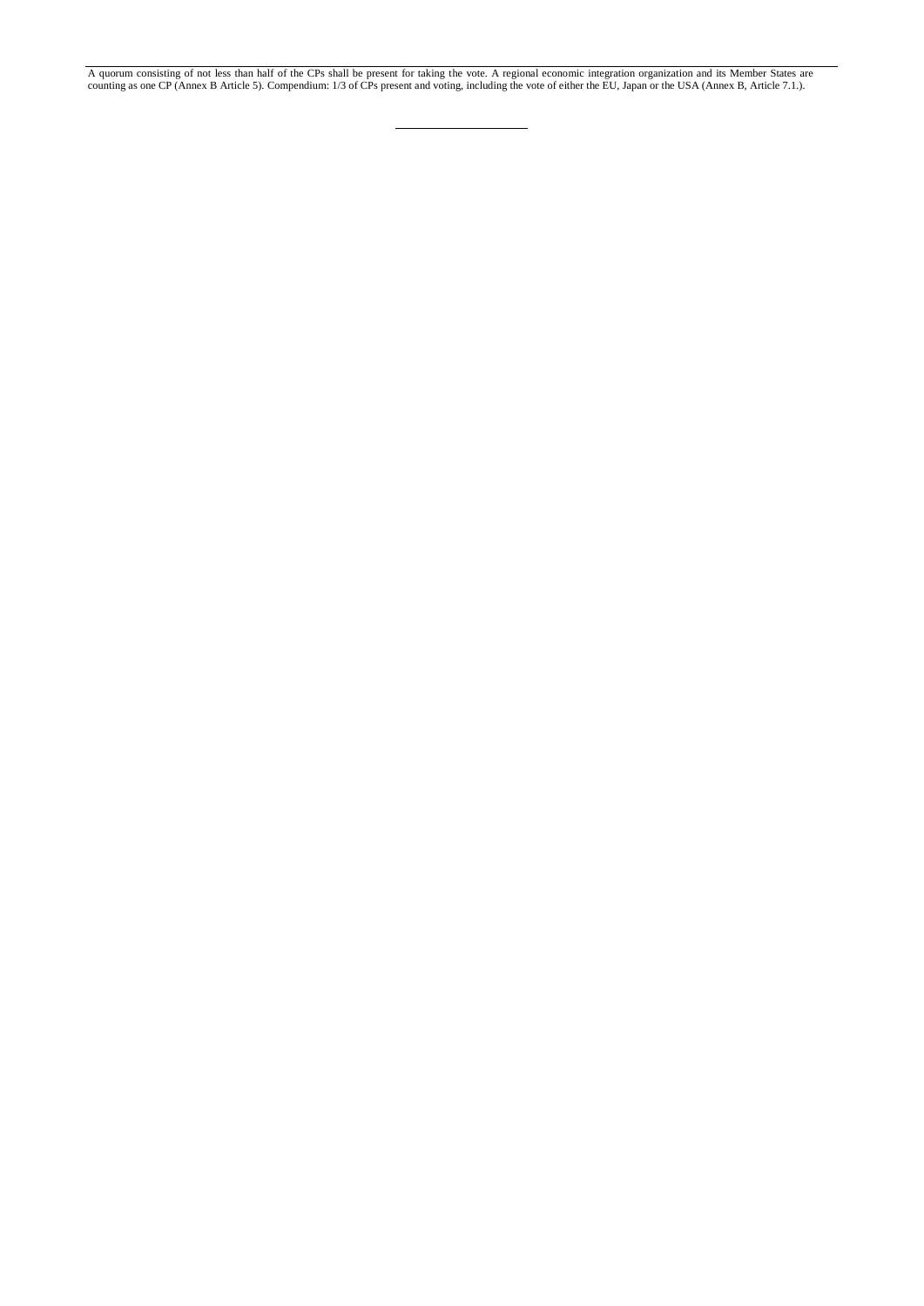A quorum consisting of not less than half of the CPs shall be present for taking the vote. A regional economic integration organization and its Member States are counting as one CP (Annex B Article 5). Compendium: 1/3 of CPs present and voting, including the vote of either the EU, Japan or the USA (Annex B, Article 7.1.).